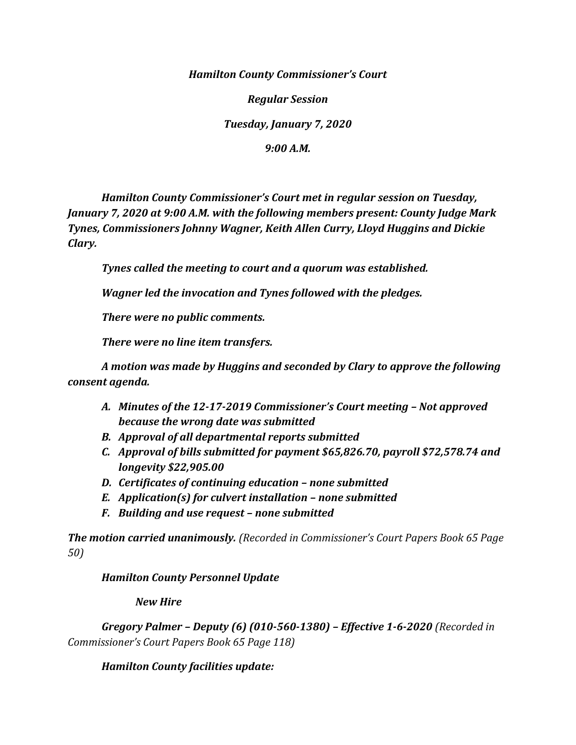***Hamilton County Commissioner's Court***

***Regular Session***

***Tuesday, January 7, 2020***

***9:00 A.M.***

***Hamilton County Commissioner's Court met in regular session on Tuesday, January 7, 2020 at 9:00 A.M. with the following members present: County Judge Mark Tynes, Commissioners Johnny Wagner, Keith Allen Curry, Lloyd Huggins and Dickie Clary.***

***Tynes called the meeting to court and a quorum was established.***

***Wagner led the invocation and Tynes followed with the pledges.***

***There were no public comments.***

***There were no line item transfers.***

***A motion was made by Huggins and seconded by Clary to approve the following consent agenda.***

A. ***Minutes of the 12-17-2019 Commissioner's Court meeting – Not approved because the wrong date was submitted***
B. ***Approval of all departmental reports submitted***
C. ***Approval of bills submitted for payment $65,826.70, payroll $72,578.74 and longevity $22,905.00***
D. ***Certificates of continuing education – none submitted***
E. ***Application(s) for culvert installation – none submitted***
F. ***Building and use request – none submitted***

***The motion carried unanimously.*** *(Recorded in Commissioner's Court Papers Book 65 Page 50)*

***Hamilton County Personnel Update***

***New Hire***

***Gregory Palmer – Deputy (6) (010-560-1380) – Effective 1-6-2020*** *(Recorded in Commissioner's Court Papers Book 65 Page 118)*

***Hamilton County facilities update:***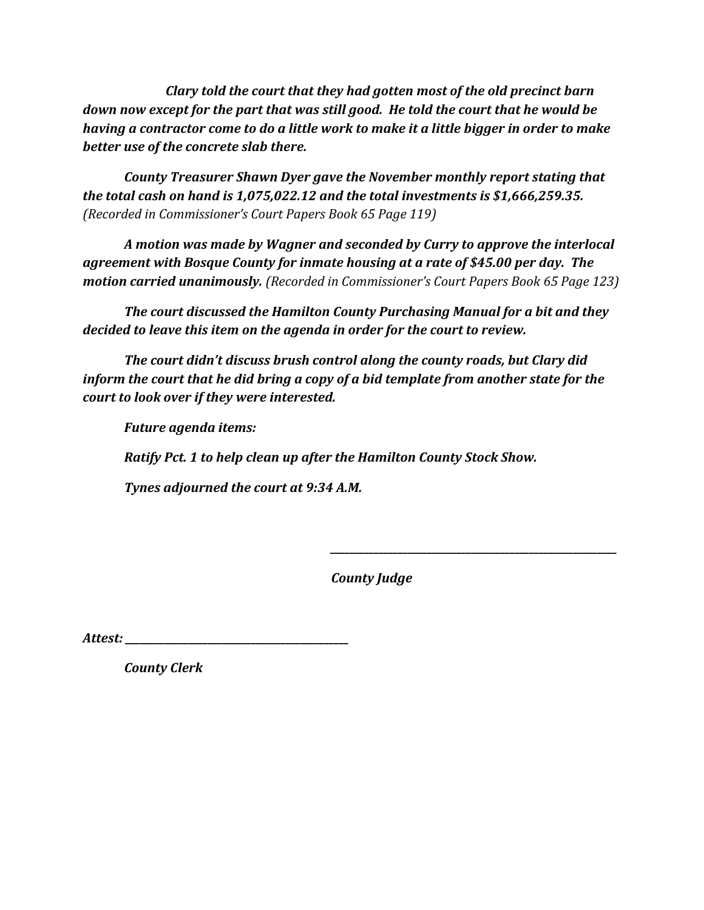***Clary told the court that they had gotten most of the old precinct barn down now except for the part that was still good. He told the court that he would be having a contractor come to do a little work to make it a little bigger in order to make better use of the concrete slab there.***

***County Treasurer Shawn Dyer gave the November monthly report stating that the total cash on hand is 1,075,022.12 and the total investments is $1,666,259.35.*** *(Recorded in Commissioner's Court Papers Book 65 Page 119)*

***A motion was made by Wagner and seconded by Curry to approve the interlocal agreement with Bosque County for inmate housing at a rate of $45.00 per day. The motion carried unanimously.*** *(Recorded in Commissioner's Court Papers Book 65 Page 123)*

***The court discussed the Hamilton County Purchasing Manual for a bit and they decided to leave this item on the agenda in order for the court to review.***

***The court didn't discuss brush control along the county roads, but Clary did inform the court that he did bring a copy of a bid template from another state for the court to look over if they were interested.***

***Future agenda items:***

***Ratify Pct. 1 to help clean up after the Hamilton County Stock Show.***

***Tynes adjourned the court at 9:34 A.M.***

______________________________

***County Judge***

***Attest:*** ______________________________

***County Clerk***